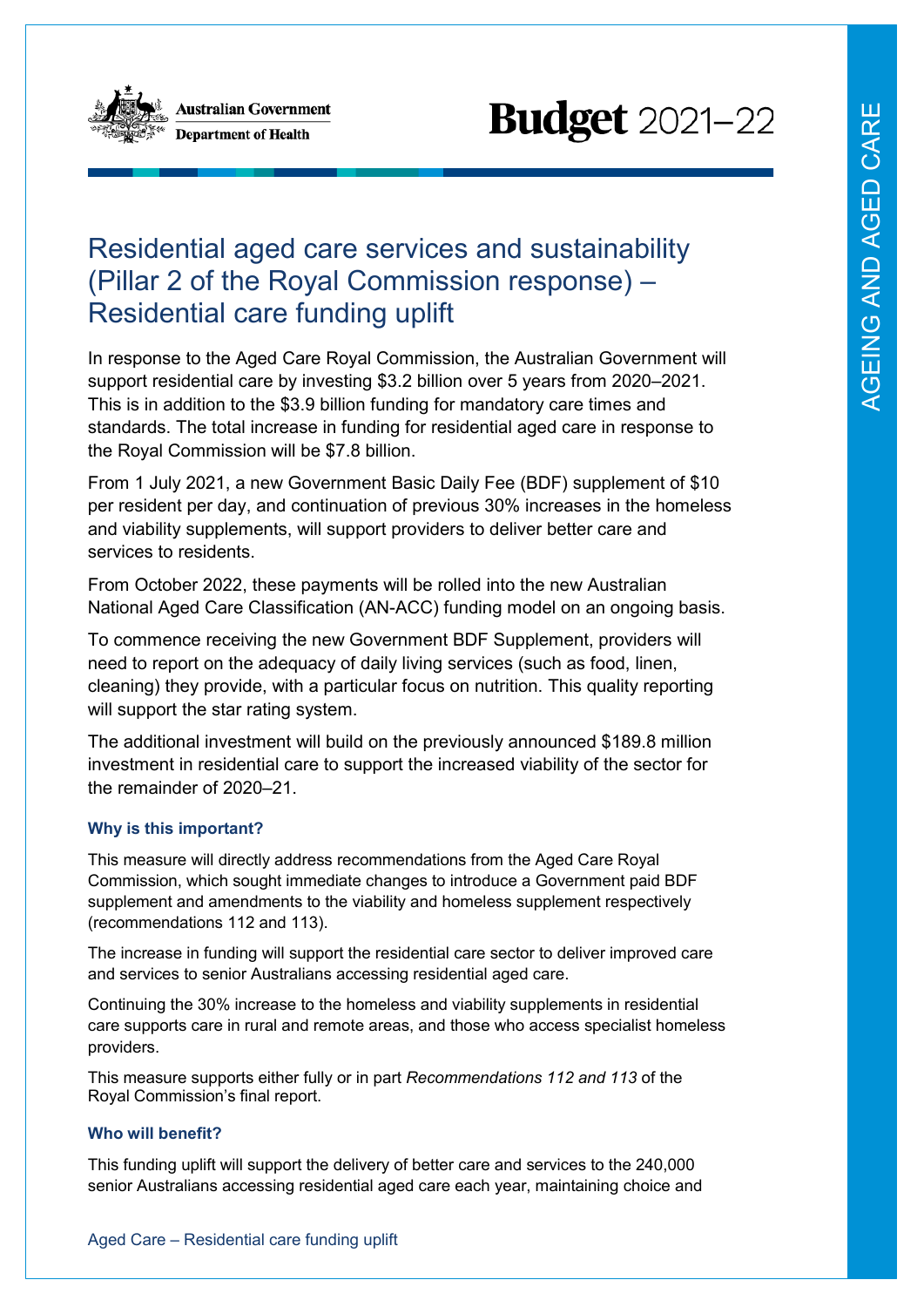# Residential aged care services and sustainability (Pillar 2 of the Royal Commission response) – Residential care funding uplift

In response to the Aged Care Royal Commission, the Australian Government will support residential care by investing $3.2 billion over 5 years from 2020–2021. This is in addition to the $3.9 billion funding for mandatory care times and standards. The total increase in funding for residential aged care in response to the Royal Commission will be $7.8 billion.

From 1 July 2021, a new Government Basic Daily Fee (BDF) supplement of $10 per resident per day, and continuation of previous 30% increases in the homeless and viability supplements, will support providers to deliver better care and services to residents.

From October 2022, these payments will be rolled into the new Australian National Aged Care Classification (AN-ACC) funding model on an ongoing basis.

To commence receiving the new Government BDF Supplement, providers will need to report on the adequacy of daily living services (such as food, linen, cleaning) they provide, with a particular focus on nutrition. This quality reporting will support the star rating system.

The additional investment will build on the previously announced $189.8 million investment in residential care to support the increased viability of the sector for the remainder of 2020–21.

### Why is this important?

This measure will directly address recommendations from the Aged Care Royal Commission, which sought immediate changes to introduce a Government paid BDF supplement and amendments to the viability and homeless supplement respectively (recommendations 112 and 113).

The increase in funding will support the residential care sector to deliver improved care and services to senior Australians accessing residential aged care.

Continuing the 30% increase to the homeless and viability supplements in residential care supports care in rural and remote areas, and those who access specialist homeless providers.

This measure supports either fully or in part *Recommendations 112 and 113* of the Royal Commission's final report.

### Who will benefit?

This funding uplift will support the delivery of better care and services to the 240,000 senior Australians accessing residential aged care each year, maintaining choice and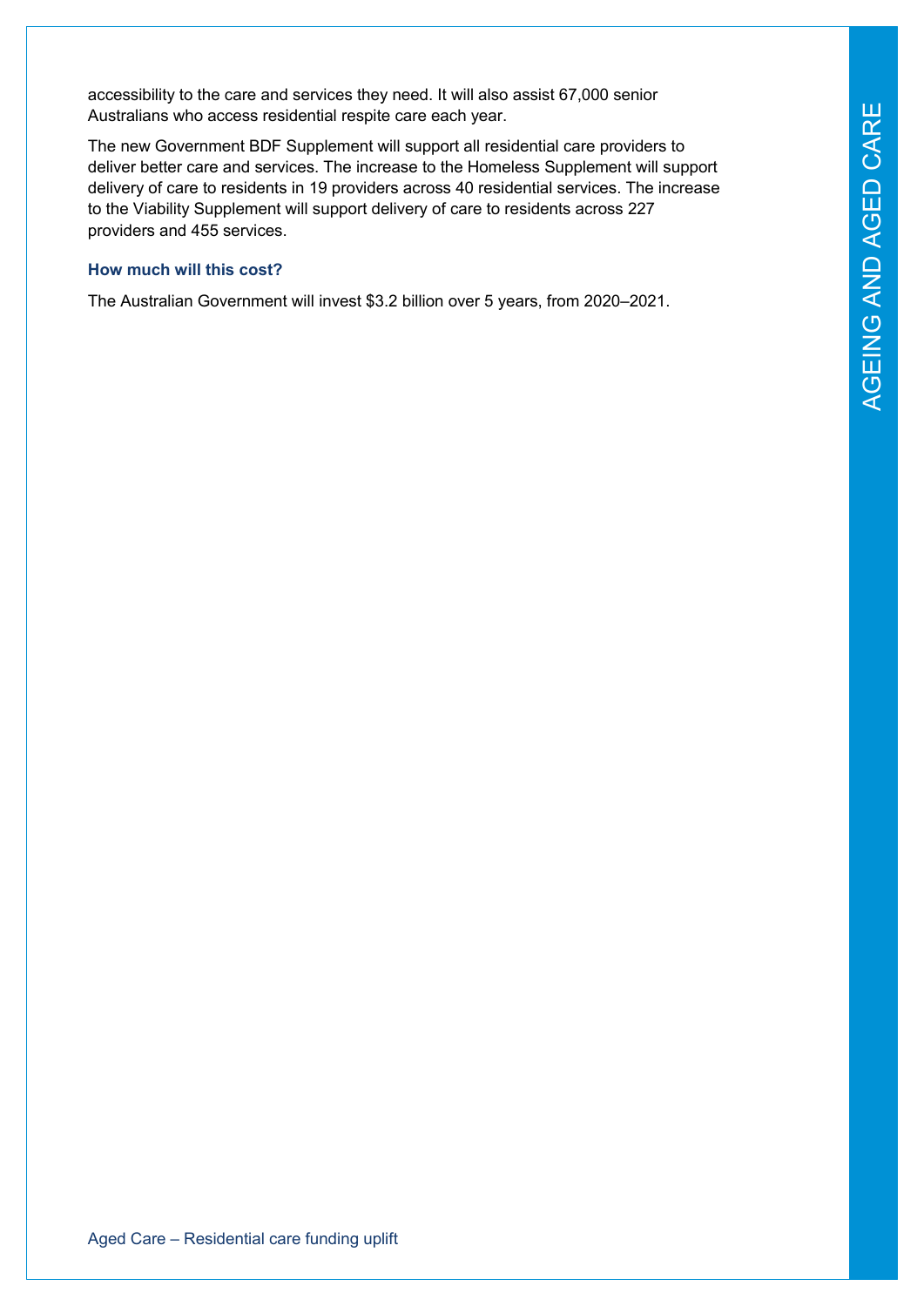accessibility to the care and services they need. It will also assist 67,000 senior Australians who access residential respite care each year.

The new Government BDF Supplement will support all residential care providers to deliver better care and services. The increase to the Homeless Supplement will support delivery of care to residents in 19 providers across 40 residential services. The increase to the Viability Supplement will support delivery of care to residents across 227 providers and 455 services.

### How much will this cost?

The Australian Government will invest $3.2 billion over 5 years, from 2020–2021.